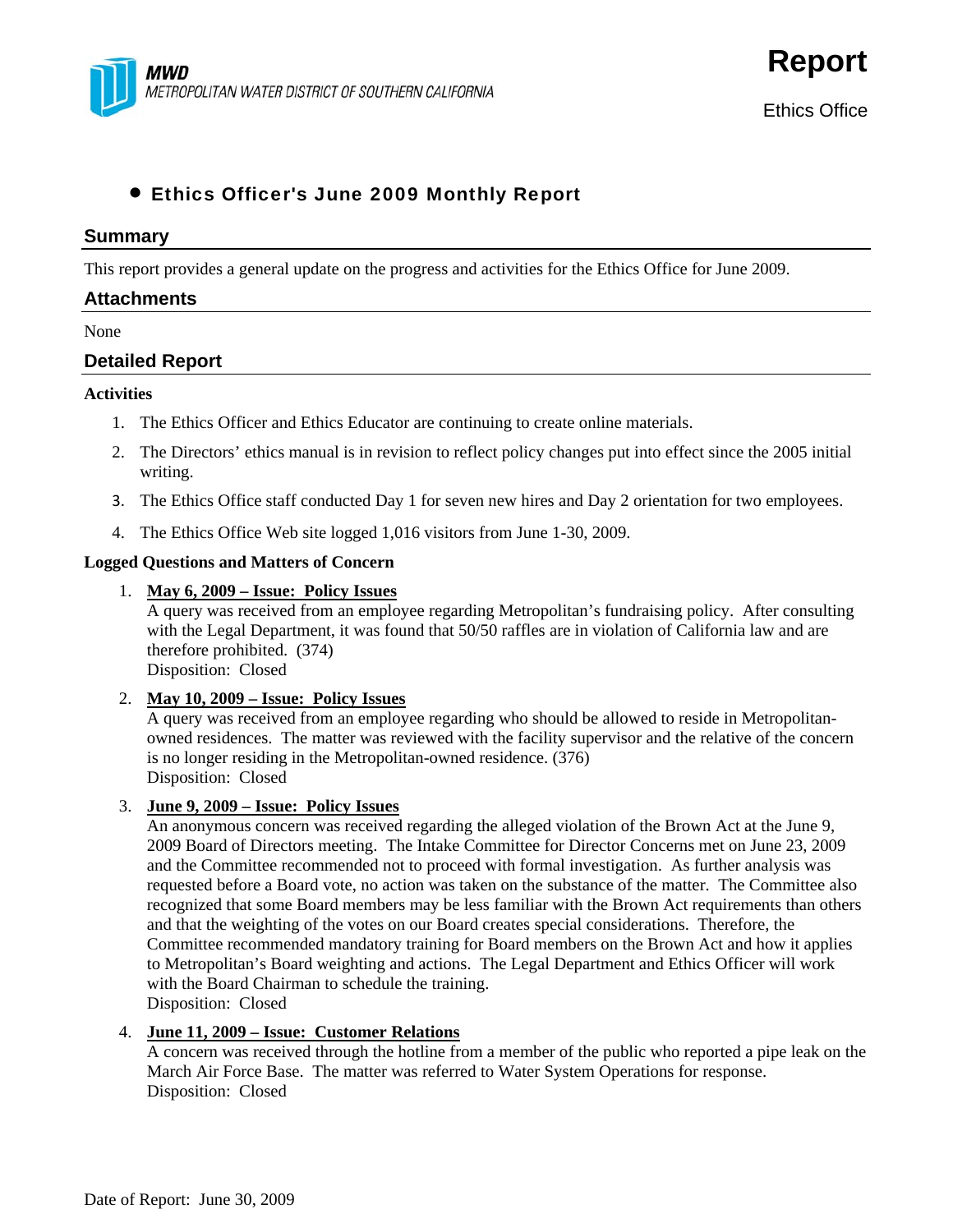**MWD**
*METROPOLITAN WATER DISTRICT OF SOUTHERN CALIFORNIA*

# Report

Ethics Office

- **Ethics Officer's June 2009 Monthly Report**

## Summary

This report provides a general update on the progress and activities for the Ethics Office for June 2009.

## Attachments

None

## Detailed Report

### Activities

1. The Ethics Officer and Ethics Educator are continuing to create online materials.
2. The Directors' ethics manual is in revision to reflect policy changes put into effect since the 2005 initial writing.
3. The Ethics Office staff conducted Day 1 for seven new hires and Day 2 orientation for two employees.
4. The Ethics Office Web site logged 1,016 visitors from June 1-30, 2009.

### Logged Questions and Matters of Concern

1. **May 6, 2009 – Issue: Policy Issues**
   A query was received from an employee regarding Metropolitan's fundraising policy. After consulting with the Legal Department, it was found that 50/50 raffles are in violation of California law and are therefore prohibited. (374)
   Disposition: Closed

2. **May 10, 2009 – Issue: Policy Issues**
   A query was received from an employee regarding who should be allowed to reside in Metropolitan-owned residences. The matter was reviewed with the facility supervisor and the relative of the concern is no longer residing in the Metropolitan-owned residence. (376)
   Disposition: Closed

3. **June 9, 2009 – Issue: Policy Issues**
   An anonymous concern was received regarding the alleged violation of the Brown Act at the June 9, 2009 Board of Directors meeting. The Intake Committee for Director Concerns met on June 23, 2009 and the Committee recommended not to proceed with formal investigation. As further analysis was requested before a Board vote, no action was taken on the substance of the matter. The Committee also recognized that some Board members may be less familiar with the Brown Act requirements than others and that the weighting of the votes on our Board creates special considerations. Therefore, the Committee recommended mandatory training for Board members on the Brown Act and how it applies to Metropolitan's Board weighting and actions. The Legal Department and Ethics Officer will work with the Board Chairman to schedule the training.
   Disposition: Closed

4. **June 11, 2009 – Issue: Customer Relations**
   A concern was received through the hotline from a member of the public who reported a pipe leak on the March Air Force Base. The matter was referred to Water System Operations for response.
   Disposition: Closed

Date of Report: June 30, 2009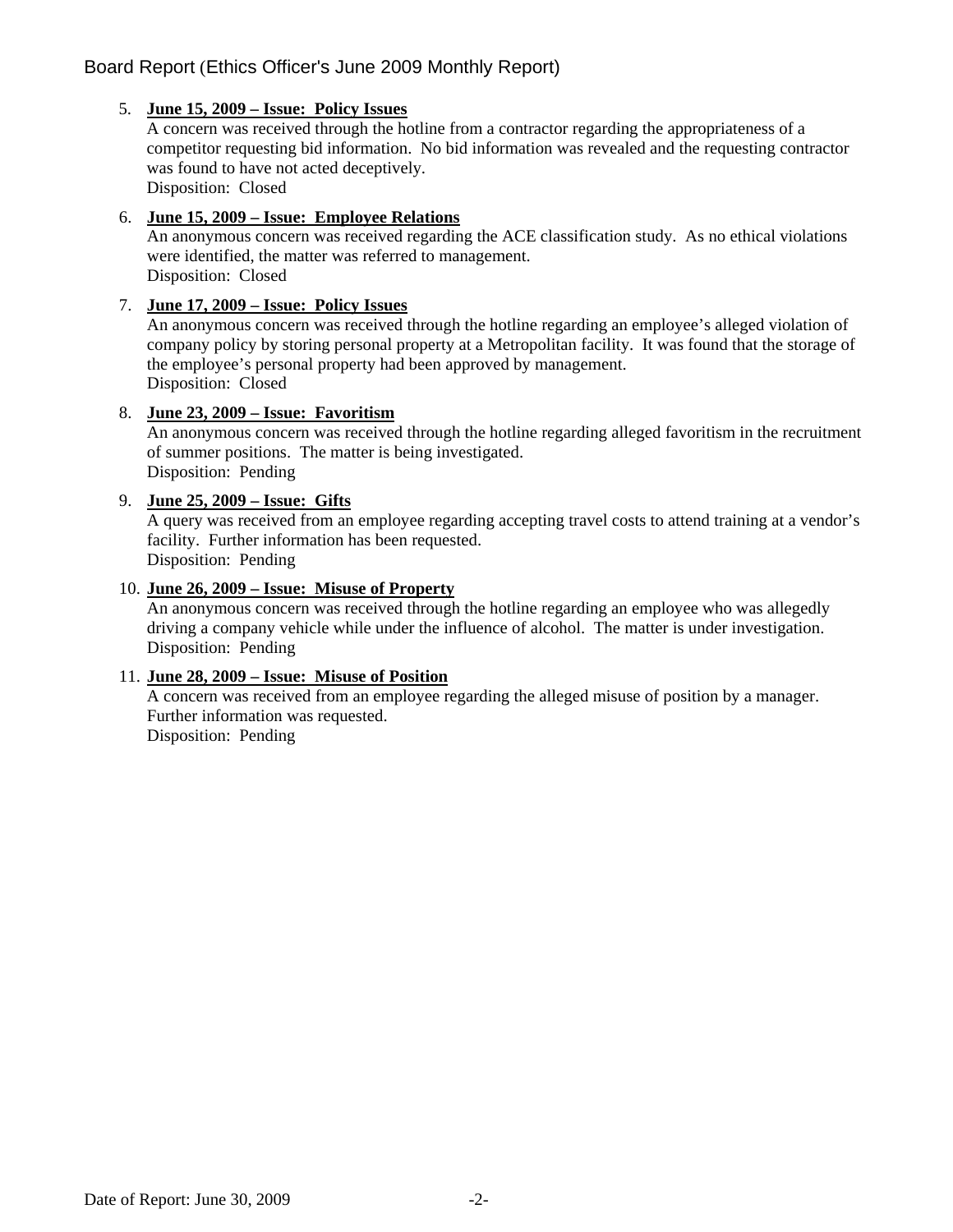5. **June 15, 2009 – Issue: Policy Issues**
   A concern was received through the hotline from a contractor regarding the appropriateness of a competitor requesting bid information. No bid information was revealed and the requesting contractor was found to have not acted deceptively.
   Disposition: Closed

6. **June 15, 2009 – Issue: Employee Relations**
   An anonymous concern was received regarding the ACE classification study. As no ethical violations were identified, the matter was referred to management.
   Disposition: Closed

7. **June 17, 2009 – Issue: Policy Issues**
   An anonymous concern was received through the hotline regarding an employee's alleged violation of company policy by storing personal property at a Metropolitan facility. It was found that the storage of the employee's personal property had been approved by management.
   Disposition: Closed

8. **June 23, 2009 – Issue: Favoritism**
   An anonymous concern was received through the hotline regarding alleged favoritism in the recruitment of summer positions. The matter is being investigated.
   Disposition: Pending

9. **June 25, 2009 – Issue: Gifts**
   A query was received from an employee regarding accepting travel costs to attend training at a vendor's facility. Further information has been requested.
   Disposition: Pending

10. **June 26, 2009 – Issue: Misuse of Property**
    An anonymous concern was received through the hotline regarding an employee who was allegedly driving a company vehicle while under the influence of alcohol. The matter is under investigation.
    Disposition: Pending

11. **June 28, 2009 – Issue: Misuse of Position**
    A concern was received from an employee regarding the alleged misuse of position by a manager. Further information was requested.
    Disposition: Pending